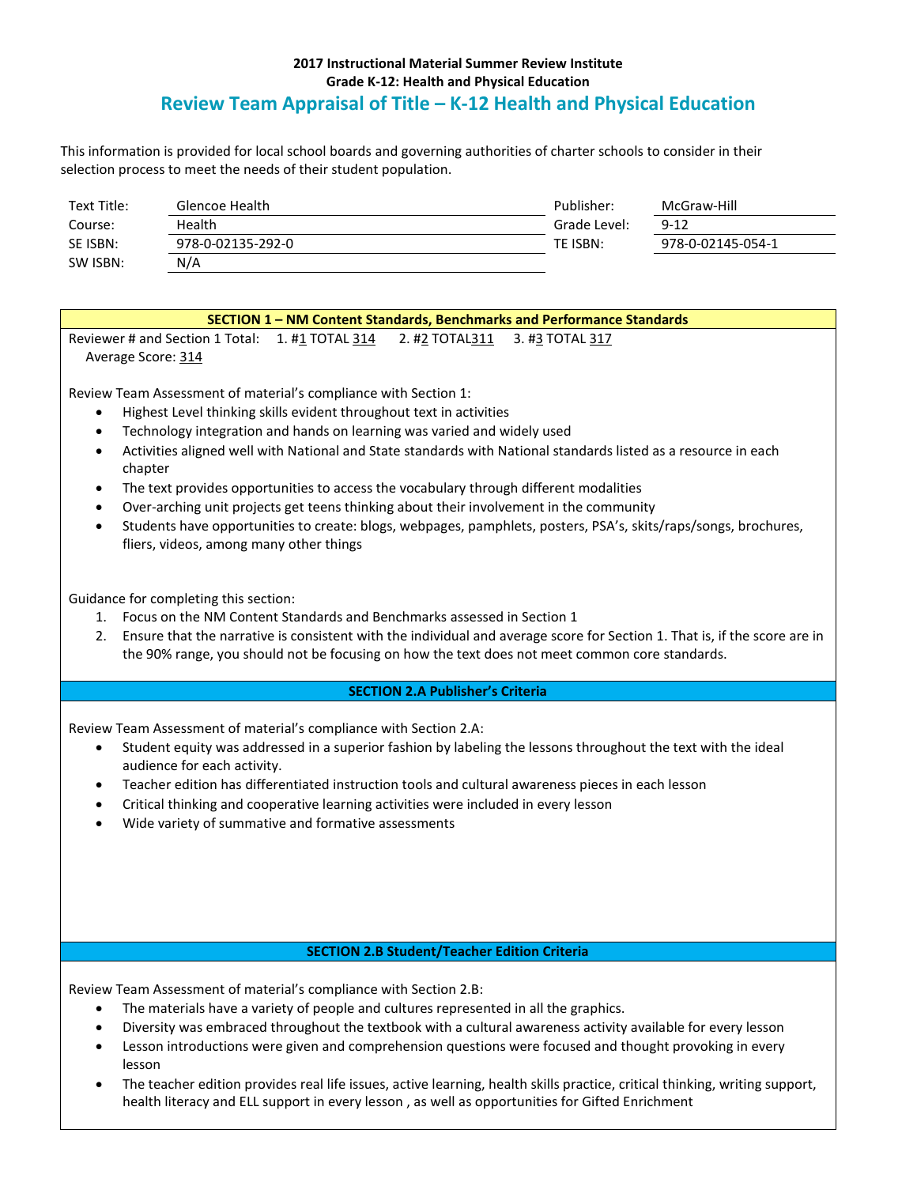**2017 Instructional Material Summer Review Institute**
**Grade K-12: Health and Physical Education**

# Review Team Appraisal of Title – K-12 Health and Physical Education

This information is provided for local school boards and governing authorities of charter schools to consider in their selection process to meet the needs of their student population.

| | | | |
|---|---|---|---|
| Text Title: | Glencoe Health | Publisher: | McGraw-Hill |
| Course: | Health | Grade Level: | 9-12 |
| SE ISBN: | 978-0-02135-292-0 | TE ISBN: | 978-0-02145-054-1 |
| SW ISBN: | N/A | | |

## SECTION 1 – NM Content Standards, Benchmarks and Performance Standards

Reviewer # and Section 1 Total: 1. #1 TOTAL 314 2. #2 TOTAL311 3. #3 TOTAL 317

Average Score: 314

Review Team Assessment of material's compliance with Section 1:

- Highest Level thinking skills evident throughout text in activities
- Technology integration and hands on learning was varied and widely used
- Activities aligned well with National and State standards with National standards listed as a resource in each chapter
- The text provides opportunities to access the vocabulary through different modalities
- Over-arching unit projects get teens thinking about their involvement in the community
- Students have opportunities to create: blogs, webpages, pamphlets, posters, PSA's, skits/raps/songs, brochures, fliers, videos, among many other things

Guidance for completing this section:

1. Focus on the NM Content Standards and Benchmarks assessed in Section 1
2. Ensure that the narrative is consistent with the individual and average score for Section 1. That is, if the score are in the 90% range, you should not be focusing on how the text does not meet common core standards.

## SECTION 2.A Publisher's Criteria

Review Team Assessment of material's compliance with Section 2.A:

- Student equity was addressed in a superior fashion by labeling the lessons throughout the text with the ideal audience for each activity.
- Teacher edition has differentiated instruction tools and cultural awareness pieces in each lesson
- Critical thinking and cooperative learning activities were included in every lesson
- Wide variety of summative and formative assessments

## SECTION 2.B Student/Teacher Edition Criteria

Review Team Assessment of material's compliance with Section 2.B:

- The materials have a variety of people and cultures represented in all the graphics.
- Diversity was embraced throughout the textbook with a cultural awareness activity available for every lesson
- Lesson introductions were given and comprehension questions were focused and thought provoking in every lesson
- The teacher edition provides real life issues, active learning, health skills practice, critical thinking, writing support, health literacy and ELL support in every lesson , as well as opportunities for Gifted Enrichment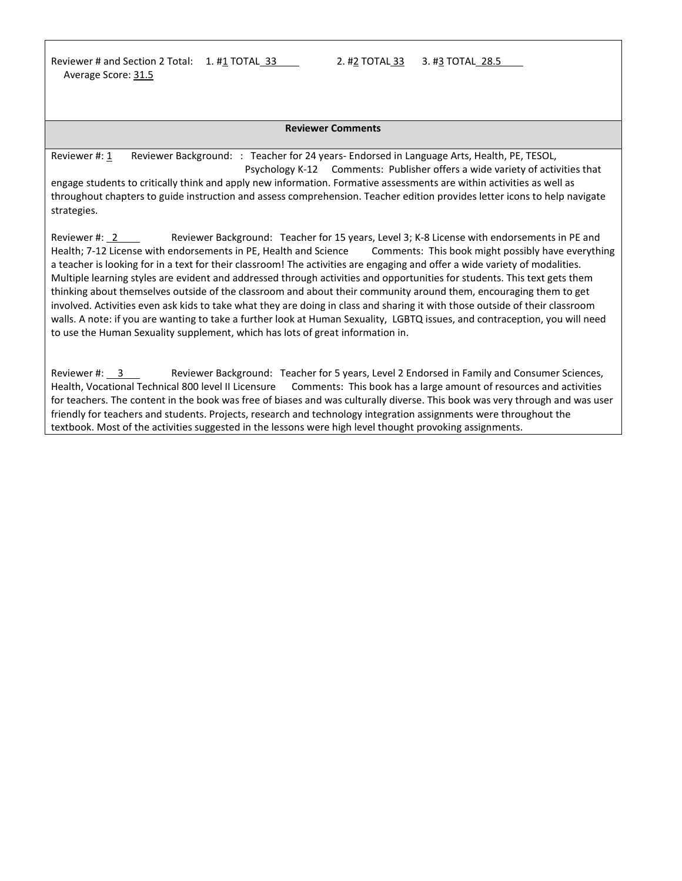Reviewer # and Section 2 Total: 1. #1 TOTAL 33 2. #2 TOTAL 33 3. #3 TOTAL 28.5

Average Score: 31.5

**Reviewer Comments**

Reviewer #: 1 Reviewer Background: : Teacher for 24 years- Endorsed in Language Arts, Health, PE, TESOL, Psychology K-12 Comments: Publisher offers a wide variety of activities that engage students to critically think and apply new information. Formative assessments are within activities as well as throughout chapters to guide instruction and assess comprehension. Teacher edition provides letter icons to help navigate strategies.

Reviewer #: 2 Reviewer Background: Teacher for 15 years, Level 3; K-8 License with endorsements in PE and Health; 7-12 License with endorsements in PE, Health and Science Comments: This book might possibly have everything a teacher is looking for in a text for their classroom! The activities are engaging and offer a wide variety of modalities. Multiple learning styles are evident and addressed through activities and opportunities for students. This text gets them thinking about themselves outside of the classroom and about their community around them, encouraging them to get involved. Activities even ask kids to take what they are doing in class and sharing it with those outside of their classroom walls. A note: if you are wanting to take a further look at Human Sexuality, LGBTQ issues, and contraception, you will need to use the Human Sexuality supplement, which has lots of great information in.

Reviewer #: 3 Reviewer Background: Teacher for 5 years, Level 2 Endorsed in Family and Consumer Sciences, Health, Vocational Technical 800 level II Licensure Comments: This book has a large amount of resources and activities for teachers. The content in the book was free of biases and was culturally diverse. This book was very through and was user friendly for teachers and students. Projects, research and technology integration assignments were throughout the textbook. Most of the activities suggested in the lessons were high level thought provoking assignments.